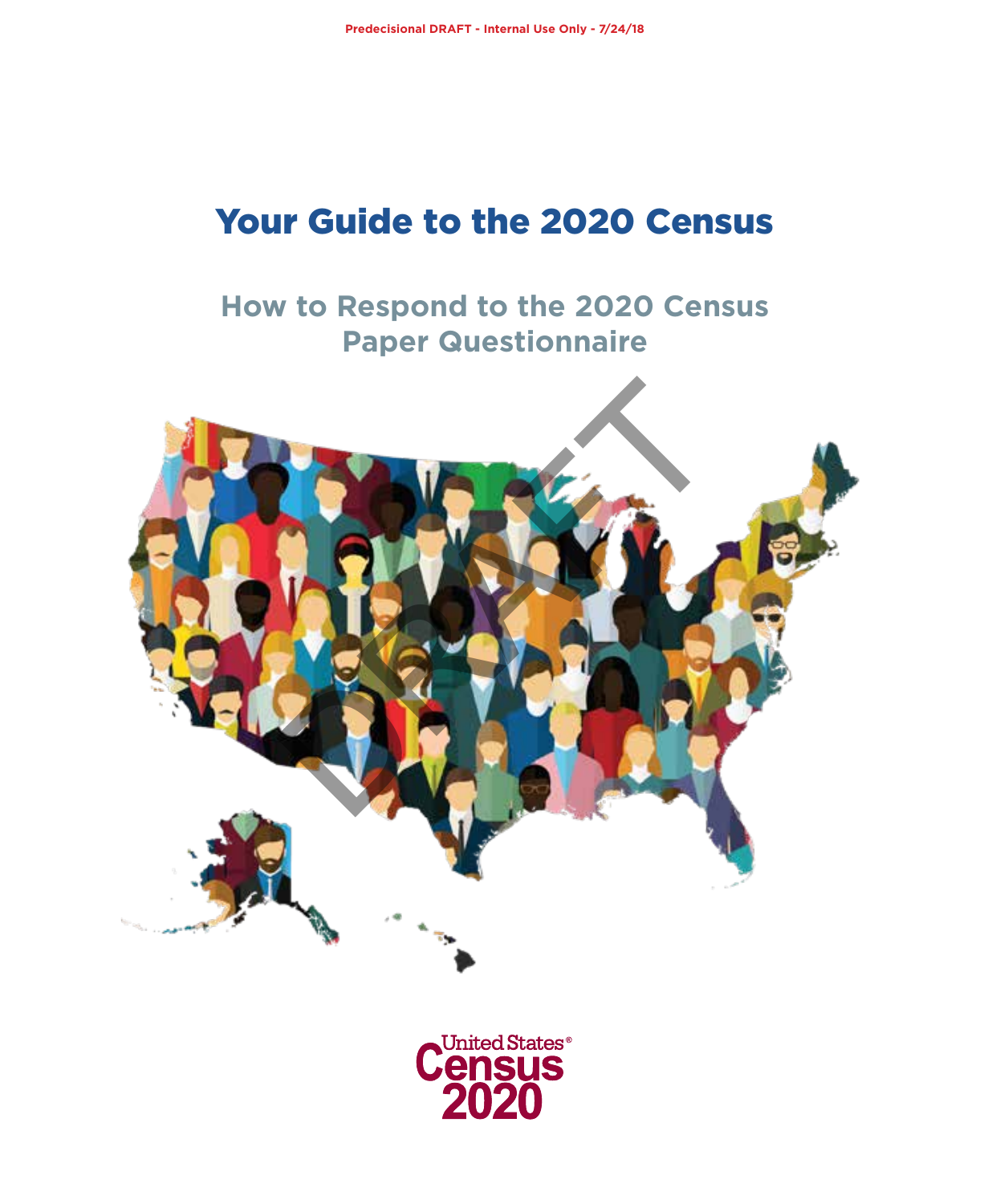Predecisional DRAFT - Internal Use Only - 7/24/18

# Your Guide to the 2020 Census

## How to Respond to the 2020 Census Paper Questionnaire

DRAFT

United States®
Census
2020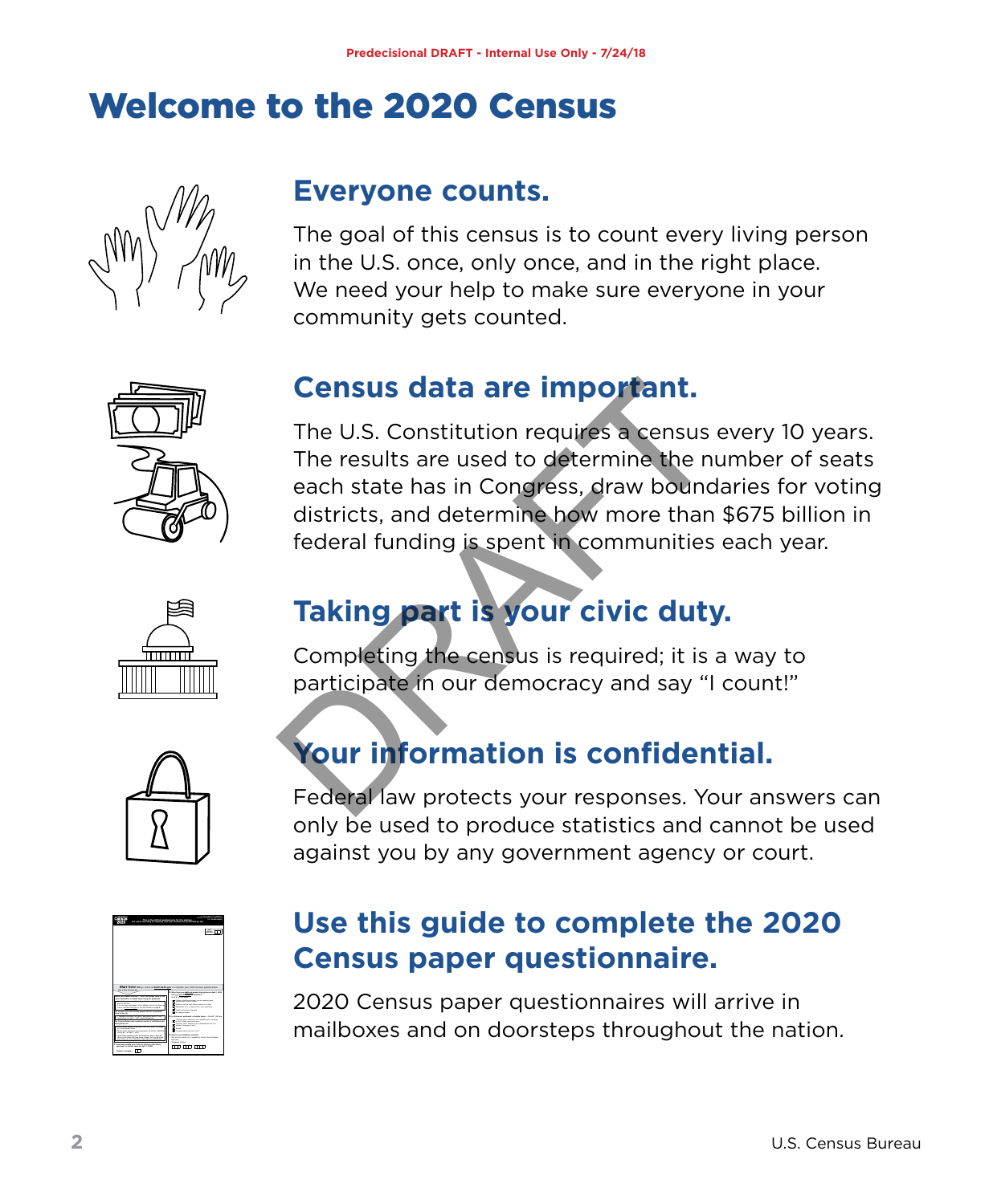Predecisional DRAFT - Internal Use Only - 7/24/18

# Welcome to the 2020 Census

## Everyone counts.

The goal of this census is to count every living person in the U.S. once, only once, and in the right place. We need your help to make sure everyone in your community gets counted.

## Census data are important.

The U.S. Constitution requires a census every 10 years. The results are used to determine the number of seats each state has in Congress, draw boundaries for voting districts, and determine how more than $675 billion in federal funding is spent in communities each year.

## Taking part is your civic duty.

Completing the census is required; it is a way to participate in our democracy and say "I count!"

## Your information is confidential.

Federal law protects your responses. Your answers can only be used to produce statistics and cannot be used against you by any government agency or court.

## Use this guide to complete the 2020 Census paper questionnaire.

2020 Census paper questionnaires will arrive in mailboxes and on doorsteps throughout the nation.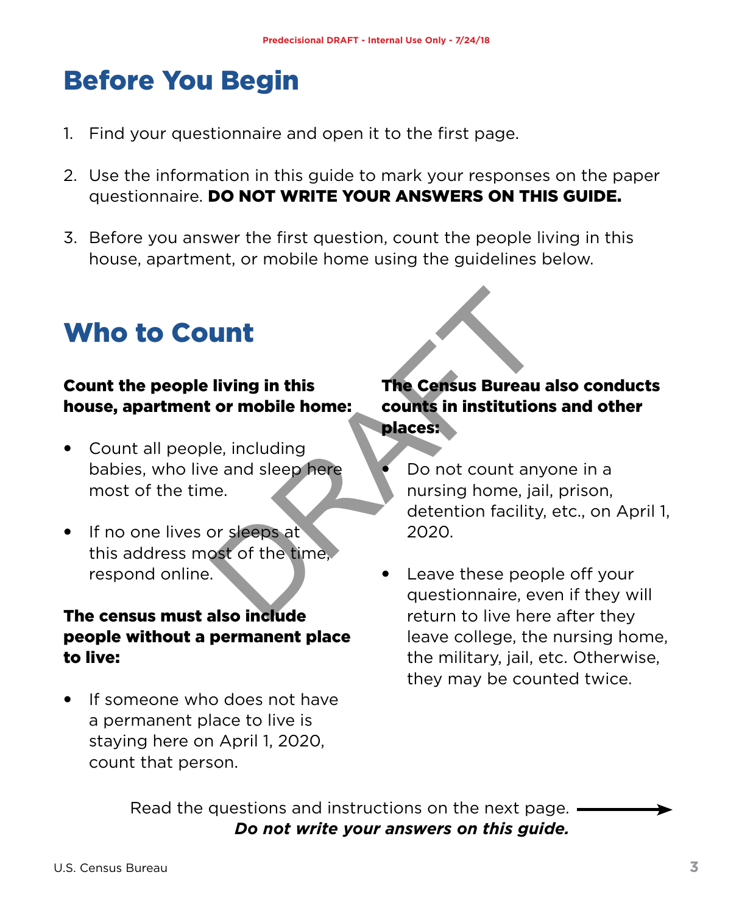# Before You Begin

1. Find your questionnaire and open it to the first page.

2. Use the information in this guide to mark your responses on the paper questionnaire. **DO NOT WRITE YOUR ANSWERS ON THIS GUIDE.**

3. Before you answer the first question, count the people living in this house, apartment, or mobile home using the guidelines below.

# Who to Count

**Count the people living in this house, apartment or mobile home:**

- Count all people, including babies, who live and sleep here most of the time.

- If no one lives or sleeps at this address most of the time, respond online.

**The census must also include people without a permanent place to live:**

- If someone who does not have a permanent place to live is staying here on April 1, 2020, count that person.

**The Census Bureau also conducts counts in institutions and other places:**

- Do not count anyone in a nursing home, jail, prison, detention facility, etc., on April 1, 2020.

- Leave these people off your questionnaire, even if they will return to live here after they leave college, the nursing home, the military, jail, etc. Otherwise, they may be counted twice.

Read the questions and instructions on the next page.

***Do not write your answers on this guide.***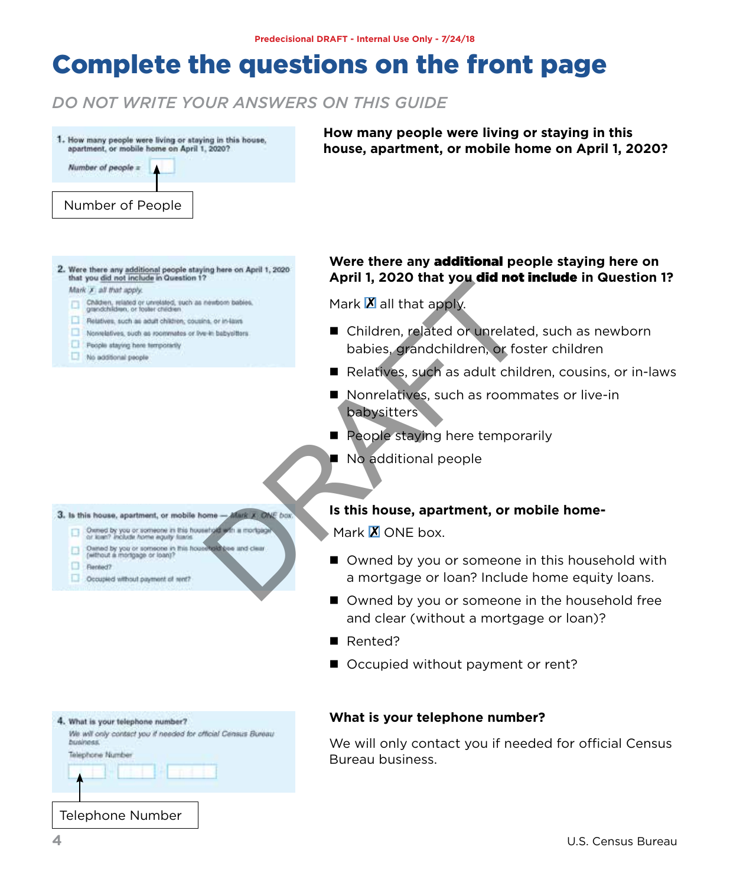Predecisional DRAFT - Internal Use Only - 7/24/18

# Complete the questions on the front page

*DO NOT WRITE YOUR ANSWERS ON THIS GUIDE*

1. How many people were living or staying in this house, apartment, or mobile home on April 1, 2020?

*Number of people =*

Number of People

**How many people were living or staying in this house, apartment, or mobile home on April 1, 2020?**

2. Were there any additional people staying here on April 1, 2020 that you did not include in Question 1?

*Mark X all that apply.*

- Children, related or unrelated, such as newborn babies, grandchildren, or foster children
- Relatives, such as adult children, cousins, or in-laws
- Nonrelatives, such as roommates or live-in babysitters
- People staying here temporarily
- No additional people

**Were there any additional people staying here on April 1, 2020 that you did not include in Question 1?**

Mark X all that apply.

- Children, related or unrelated, such as newborn babies, grandchildren, or foster children
- Relatives, such as adult children, cousins, or in-laws
- Nonrelatives, such as roommates or live-in babysitters
- People staying here temporarily
- No additional people

3. Is this house, apartment, or mobile home — *Mark X ONE box.*

- Owned by you or someone in this household with a mortgage or loan? *Include home equity loans.*
- Owned by you or someone in this household free and clear (without a mortgage or loan)?
- Rented?
- Occupied without payment of rent?

**Is this house, apartment, or mobile home-**

Mark X ONE box.

- Owned by you or someone in this household with a mortgage or loan? Include home equity loans.
- Owned by you or someone in the household free and clear (without a mortgage or loan)?
- Rented?
- Occupied without payment or rent?

4. What is your telephone number?

*We will only contact you if needed for official Census Bureau business.*

Telephone Number

Telephone Number

**What is your telephone number?**

We will only contact you if needed for official Census Bureau business.

U.S. Census Bureau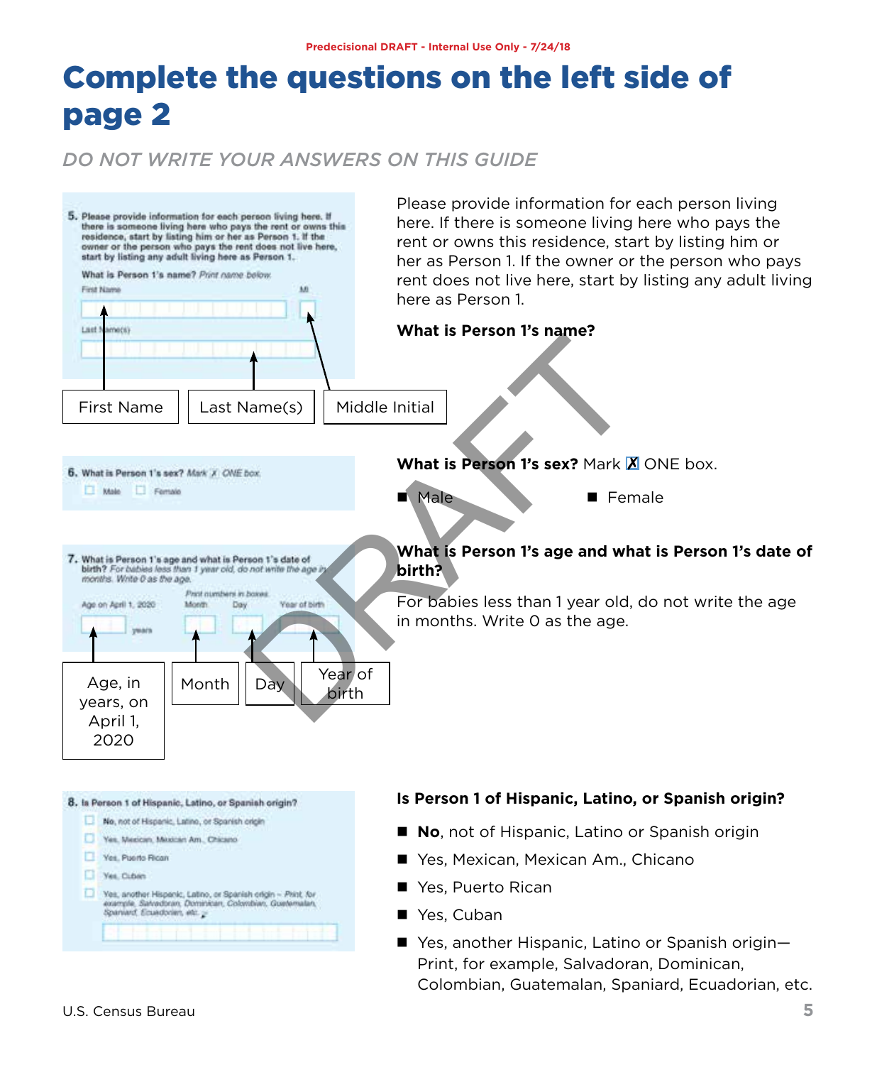Predecisional DRAFT - Internal Use Only - 7/24/18

# Complete the questions on the left side of page 2

*DO NOT WRITE YOUR ANSWERS ON THIS GUIDE*

5. Please provide information for each person living here. If there is someone living here who pays the rent or owns this residence, start by listing him or her as Person 1. If the owner or the person who pays the rent does not live here, start by listing any adult living here as Person 1.

What is Person 1's name? *Print name below.*

First Name | MI | Last Name(s)

First Name | Last Name(s) | Middle Initial

Please provide information for each person living here. If there is someone living here who pays the rent or owns this residence, start by listing him or her as Person 1. If the owner or the person who pays rent does not live here, start by listing any adult living here as Person 1.

**What is Person 1's name?**

6. What is Person 1's sex? *Mark X ONE box.*

☐ Male ☐ Female

**What is Person 1's sex?** Mark X ONE box.

- Male
- Female

7. What is Person 1's age and what is Person 1's date of birth? *For babies less than 1 year old, do not write the age in months. Write 0 as the age.*

Age on April 1, 2020 ___ years | *Print numbers in boxes.* Month | Day | Year of birth

Age, in years, on April 1, 2020 | Month | Day | Year of birth

**What is Person 1's age and what is Person 1's date of birth?**

For babies less than 1 year old, do not write the age in months. Write 0 as the age.

8. Is Person 1 of Hispanic, Latino, or Spanish origin?

☐ **No**, not of Hispanic, Latino, or Spanish origin
☐ Yes, Mexican, Mexican Am., Chicano
☐ Yes, Puerto Rican
☐ Yes, Cuban
☐ Yes, another Hispanic, Latino, or Spanish origin – *Print, for example, Salvadoran, Dominican, Colombian, Guatemalan, Spaniard, Ecuadorian, etc.*

**Is Person 1 of Hispanic, Latino, or Spanish origin?**

- **No**, not of Hispanic, Latino or Spanish origin
- Yes, Mexican, Mexican Am., Chicano
- Yes, Puerto Rican
- Yes, Cuban
- Yes, another Hispanic, Latino or Spanish origin—Print, for example, Salvadoran, Dominican, Colombian, Guatemalan, Spaniard, Ecuadorian, etc.

U.S. Census Bureau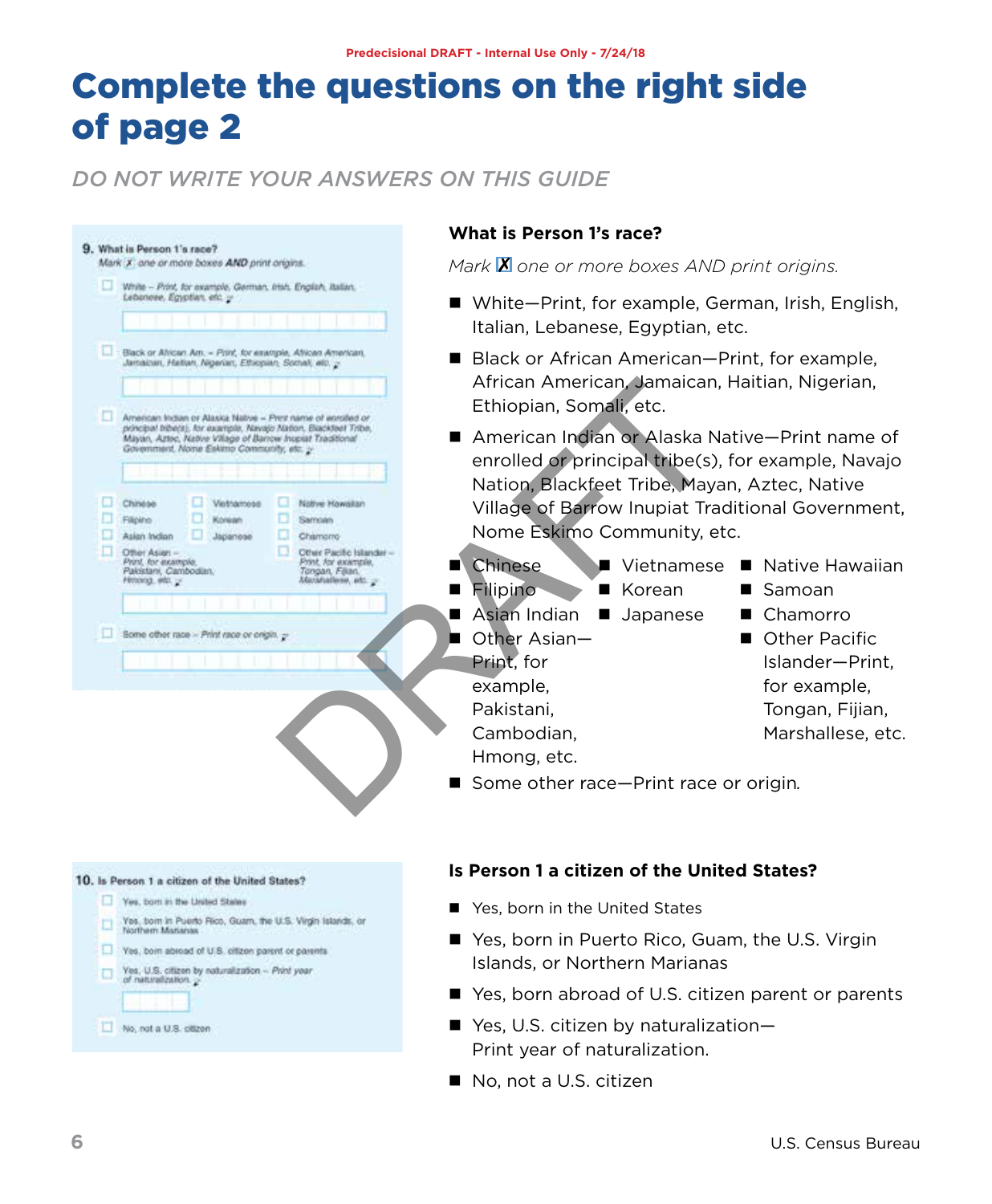Predecisional DRAFT - Internal Use Only - 7/24/18

# Complete the questions on the right side of page 2

*DO NOT WRITE YOUR ANSWERS ON THIS GUIDE*

**What is Person 1's race?**

*Mark ☒ one or more boxes AND print origins.*

- White—Print, for example, German, Irish, English, Italian, Lebanese, Egyptian, etc.
- Black or African American—Print, for example, African American, Jamaican, Haitian, Nigerian, Ethiopian, Somali, etc.
- American Indian or Alaska Native—Print name of enrolled or principal tribe(s), for example, Navajo Nation, Blackfeet Tribe, Mayan, Aztec, Native Village of Barrow Inupiat Traditional Government, Nome Eskimo Community, etc.
- Chinese
- Filipino
- Asian Indian
- Other Asian—Print, for example, Pakistani, Cambodian, Hmong, etc.
- Vietnamese
- Korean
- Japanese
- Native Hawaiian
- Samoan
- Chamorro
- Other Pacific Islander—Print, for example, Tongan, Fijian, Marshallese, etc.
- Some other race—Print race or origin.

**Is Person 1 a citizen of the United States?**

- Yes, born in the United States
- Yes, born in Puerto Rico, Guam, the U.S. Virgin Islands, or Northern Marianas
- Yes, born abroad of U.S. citizen parent or parents
- Yes, U.S. citizen by naturalization—Print year of naturalization.
- No, not a U.S. citizen

U.S. Census Bureau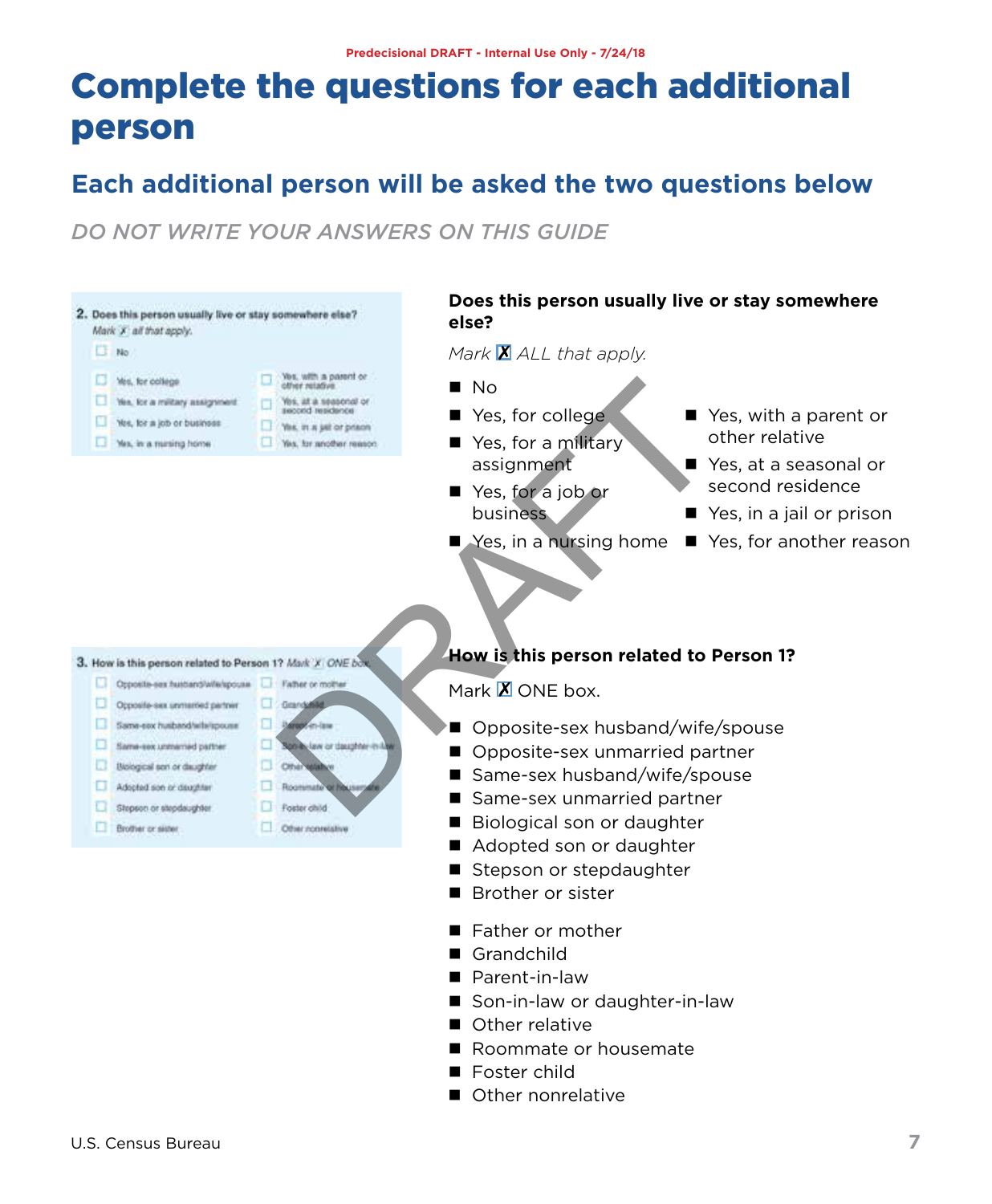Predecisional DRAFT - Internal Use Only - 7/24/18

# Complete the questions for each additional person

## Each additional person will be asked the two questions below

*DO NOT WRITE YOUR ANSWERS ON THIS GUIDE*

**Does this person usually live or stay somewhere else?**

*Mark ☒ ALL that apply.*

- No
- Yes, for college
- Yes, for a military assignment
- Yes, for a job or business
- Yes, in a nursing home
- Yes, with a parent or other relative
- Yes, at a seasonal or second residence
- Yes, in a jail or prison
- Yes, for another reason

**How is this person related to Person 1?**

Mark ☒ ONE box.

- Opposite-sex husband/wife/spouse
- Opposite-sex unmarried partner
- Same-sex husband/wife/spouse
- Same-sex unmarried partner
- Biological son or daughter
- Adopted son or daughter
- Stepson or stepdaughter
- Brother or sister
- Father or mother
- Grandchild
- Parent-in-law
- Son-in-law or daughter-in-law
- Other relative
- Roommate or housemate
- Foster child
- Other nonrelative

U.S. Census Bureau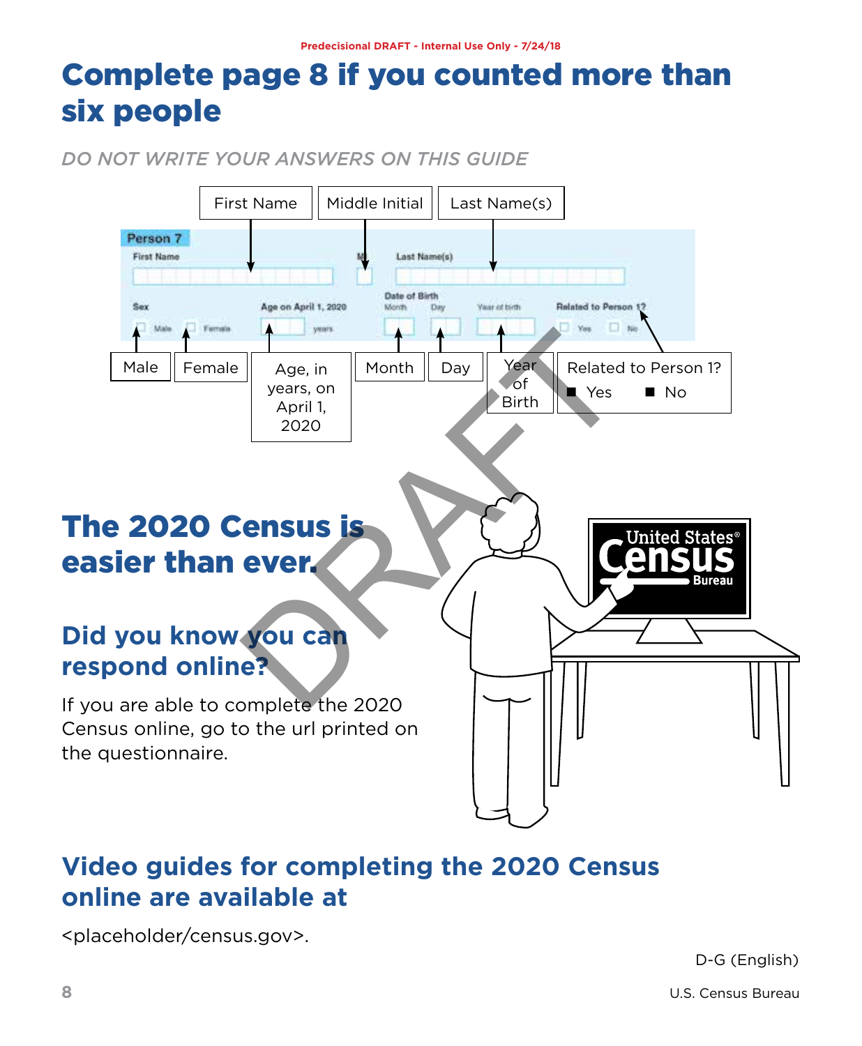Predecisional DRAFT - Internal Use Only - 7/24/18

# Complete page 8 if you counted more than six people

*DO NOT WRITE YOUR ANSWERS ON THIS GUIDE*

First Name

Middle Initial

Last Name(s)

Person 7

First Name

MI

Last Name(s)

Sex

Male

Female

Age on April 1, 2020

years

Date of Birth

Month

Day

Year of birth

Related to Person 1?

Yes

No

Male

Female

Age, in years, on April 1, 2020

Month

Day

Year of Birth

Related to Person 1?
■ Yes ■ No

DRAFT

## The 2020 Census is easier than ever.

### Did you know you can respond online?

If you are able to complete the 2020 Census online, go to the url printed on the questionnaire.

United States® Census Bureau

### Video guides for completing the 2020 Census online are available at

<placeholder/census.gov>.

D-G (English)

U.S. Census Bureau